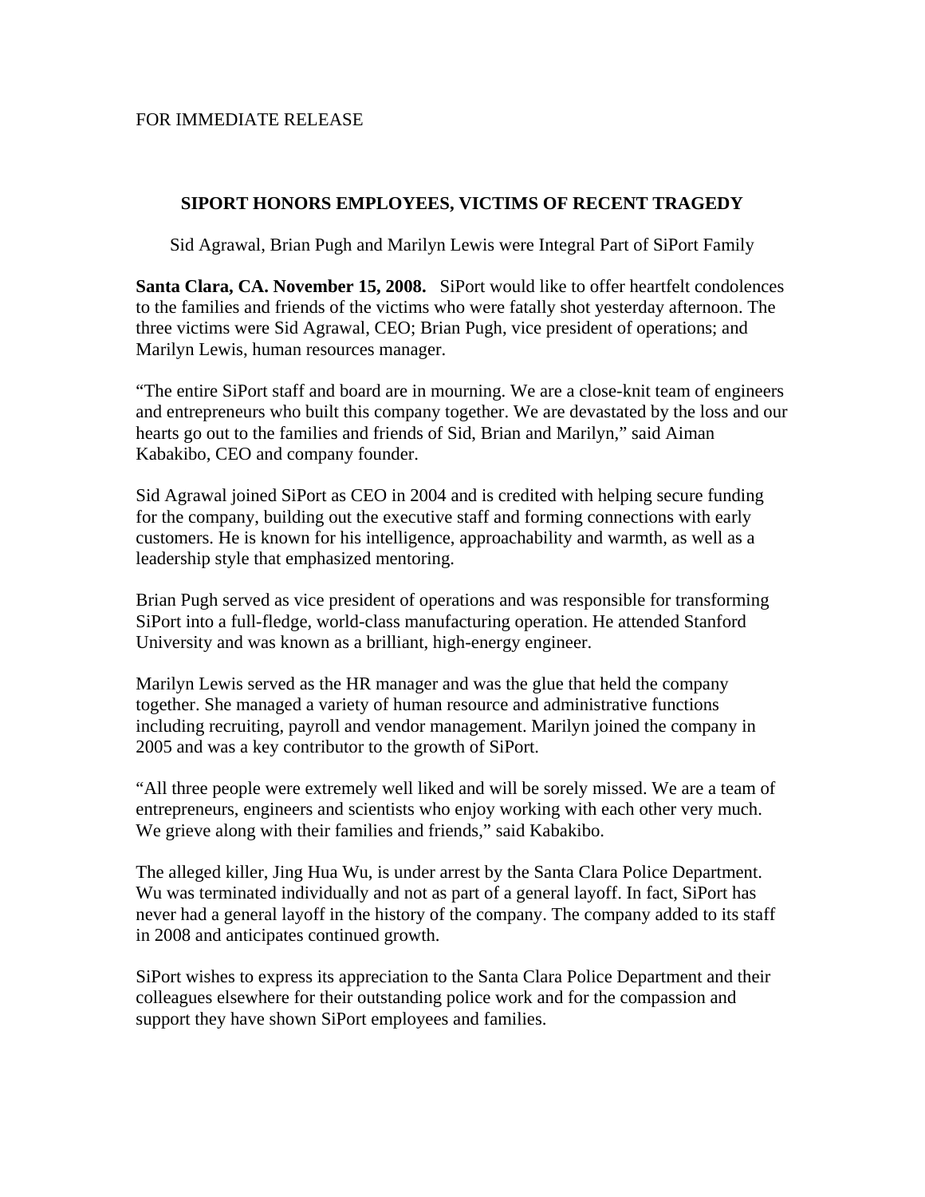FOR IMMEDIATE RELEASE

## SIPORT HONORS EMPLOYEES, VICTIMS OF RECENT TRAGEDY

Sid Agrawal, Brian Pugh and Marilyn Lewis were Integral Part of SiPort Family

**Santa Clara, CA. November 15, 2008.** SiPort would like to offer heartfelt condolences to the families and friends of the victims who were fatally shot yesterday afternoon. The three victims were Sid Agrawal, CEO; Brian Pugh, vice president of operations; and Marilyn Lewis, human resources manager.

"The entire SiPort staff and board are in mourning. We are a close-knit team of engineers and entrepreneurs who built this company together. We are devastated by the loss and our hearts go out to the families and friends of Sid, Brian and Marilyn," said Aiman Kabakibo, CEO and company founder.

Sid Agrawal joined SiPort as CEO in 2004 and is credited with helping secure funding for the company, building out the executive staff and forming connections with early customers. He is known for his intelligence, approachability and warmth, as well as a leadership style that emphasized mentoring.

Brian Pugh served as vice president of operations and was responsible for transforming SiPort into a full-fledge, world-class manufacturing operation. He attended Stanford University and was known as a brilliant, high-energy engineer.

Marilyn Lewis served as the HR manager and was the glue that held the company together. She managed a variety of human resource and administrative functions including recruiting, payroll and vendor management. Marilyn joined the company in 2005 and was a key contributor to the growth of SiPort.

"All three people were extremely well liked and will be sorely missed. We are a team of entrepreneurs, engineers and scientists who enjoy working with each other very much. We grieve along with their families and friends," said Kabakibo.

The alleged killer, Jing Hua Wu, is under arrest by the Santa Clara Police Department. Wu was terminated individually and not as part of a general layoff. In fact, SiPort has never had a general layoff in the history of the company. The company added to its staff in 2008 and anticipates continued growth.

SiPort wishes to express its appreciation to the Santa Clara Police Department and their colleagues elsewhere for their outstanding police work and for the compassion and support they have shown SiPort employees and families.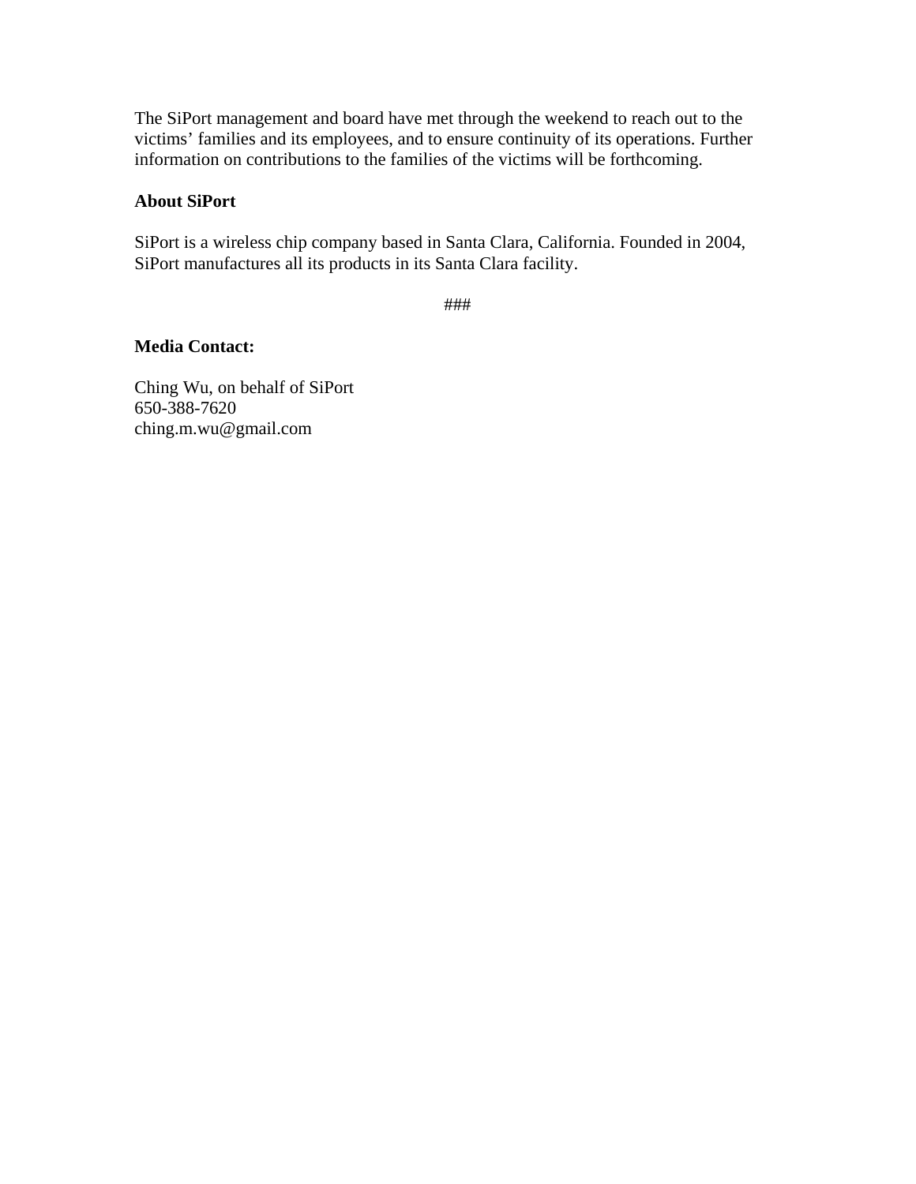The SiPort management and board have met through the weekend to reach out to the victims' families and its employees, and to ensure continuity of its operations. Further information on contributions to the families of the victims will be forthcoming.

**About SiPort**

SiPort is a wireless chip company based in Santa Clara, California. Founded in 2004, SiPort manufactures all its products in its Santa Clara facility.

###

**Media Contact:**

Ching Wu, on behalf of SiPort
650-388-7620
ching.m.wu@gmail.com